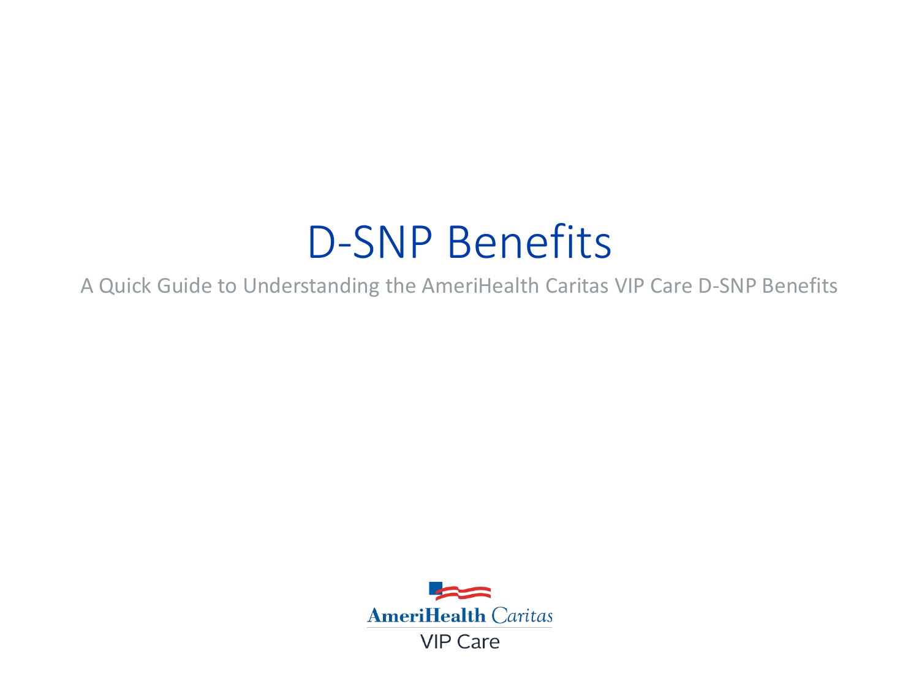# D-SNP Benefits

A Quick Guide to Understanding the AmeriHealth Caritas VIP Care D-SNP Benefits

AmeriHealth Caritas

VIP Care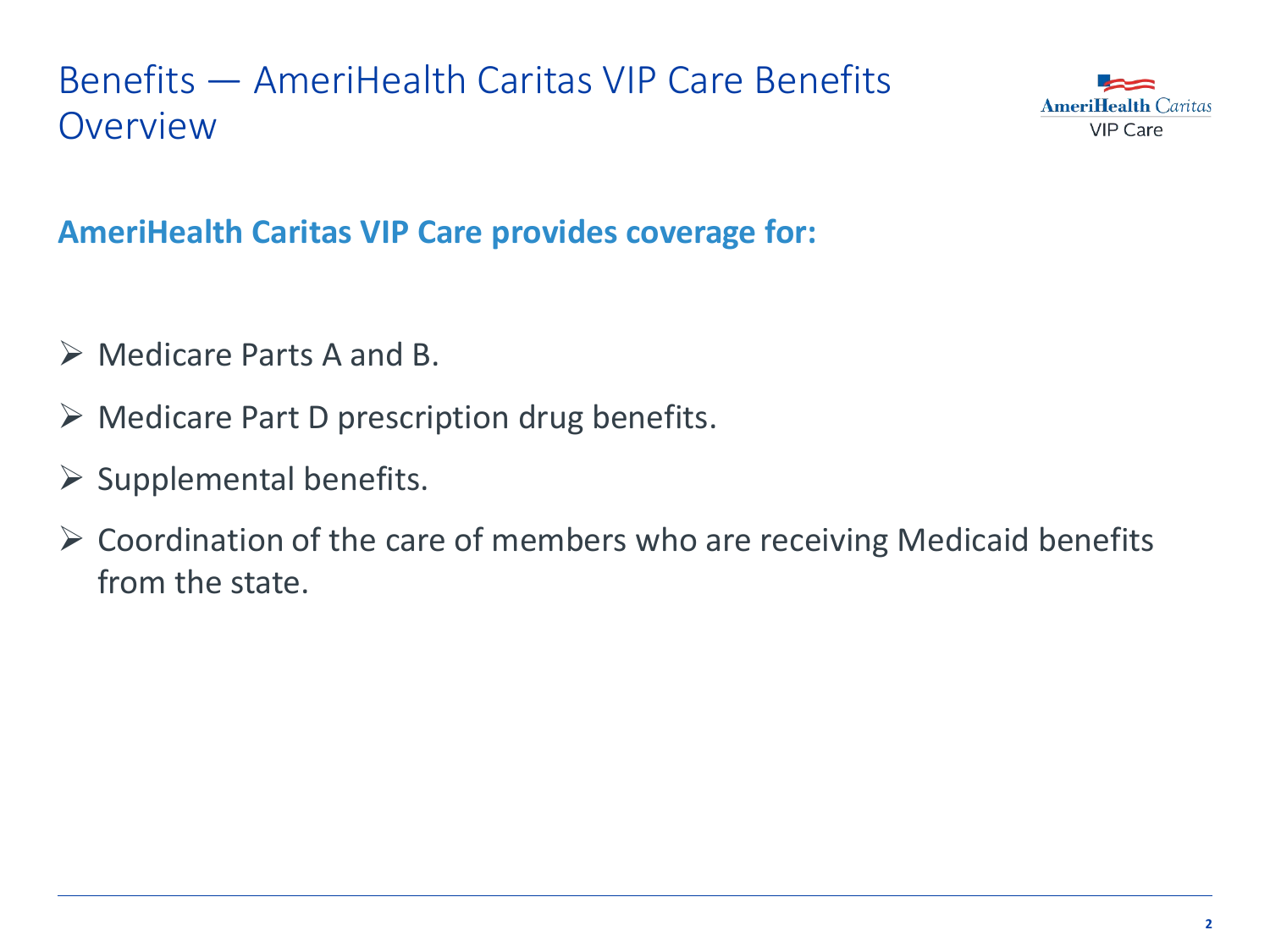# Benefits — AmeriHealth Caritas VIP Care Benefits Overview

**AmeriHealth Caritas VIP Care provides coverage for:**

- Medicare Parts A and B.
- Medicare Part D prescription drug benefits.
- Supplemental benefits.
- Coordination of the care of members who are receiving Medicaid benefits from the state.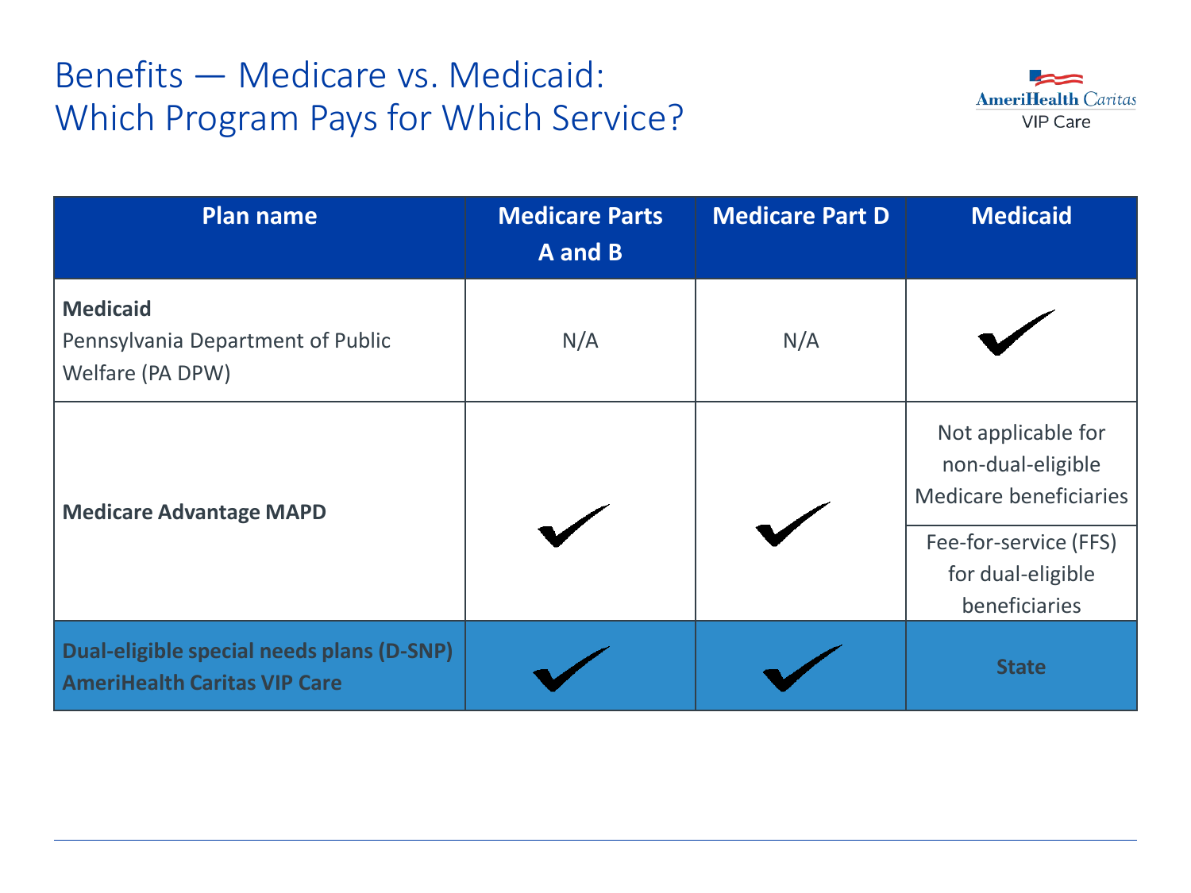# Benefits — Medicare vs. Medicaid: Which Program Pays for Which Service?

| Plan name | Medicare Parts A and B | Medicare Part D | Medicaid |
|---|---|---|---|
| **Medicaid** Pennsylvania Department of Public Welfare (PA DPW) | N/A | N/A | ✔ |
| **Medicare Advantage MAPD** | ✔ | ✔ | Not applicable for non-dual-eligible Medicare beneficiaries |
| | | | Fee-for-service (FFS) for dual-eligible beneficiaries |
| **Dual-eligible special needs plans (D-SNP) AmeriHealth Caritas VIP Care** | ✔ | ✔ | **State** |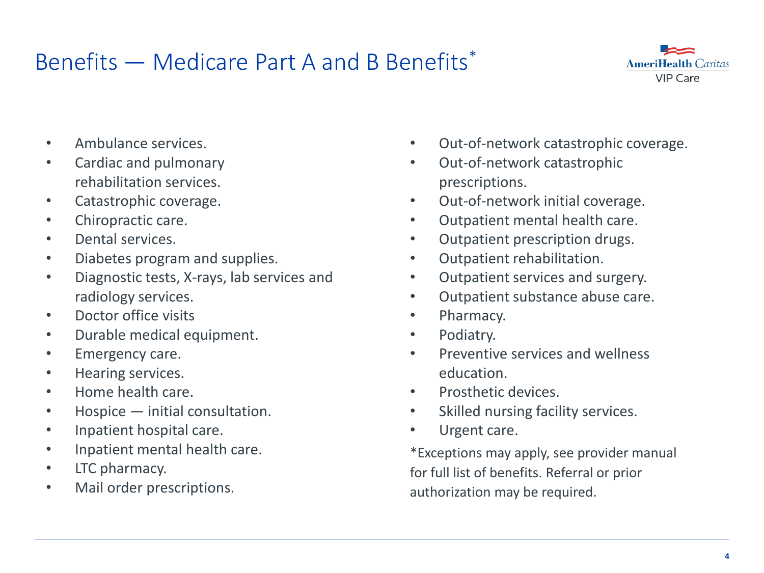# Benefits — Medicare Part A and B Benefits*

- Ambulance services.
- Cardiac and pulmonary rehabilitation services.
- Catastrophic coverage.
- Chiropractic care.
- Dental services.
- Diabetes program and supplies.
- Diagnostic tests, X-rays, lab services and radiology services.
- Doctor office visits
- Durable medical equipment.
- Emergency care.
- Hearing services.
- Home health care.
- Hospice — initial consultation.
- Inpatient hospital care.
- Inpatient mental health care.
- LTC pharmacy.
- Mail order prescriptions.
- Out-of-network catastrophic coverage.
- Out-of-network catastrophic prescriptions.
- Out-of-network initial coverage.
- Outpatient mental health care.
- Outpatient prescription drugs.
- Outpatient rehabilitation.
- Outpatient services and surgery.
- Outpatient substance abuse care.
- Pharmacy.
- Podiatry.
- Preventive services and wellness education.
- Prosthetic devices.
- Skilled nursing facility services.
- Urgent care.

*Exceptions may apply, see provider manual for full list of benefits. Referral or prior authorization may be required.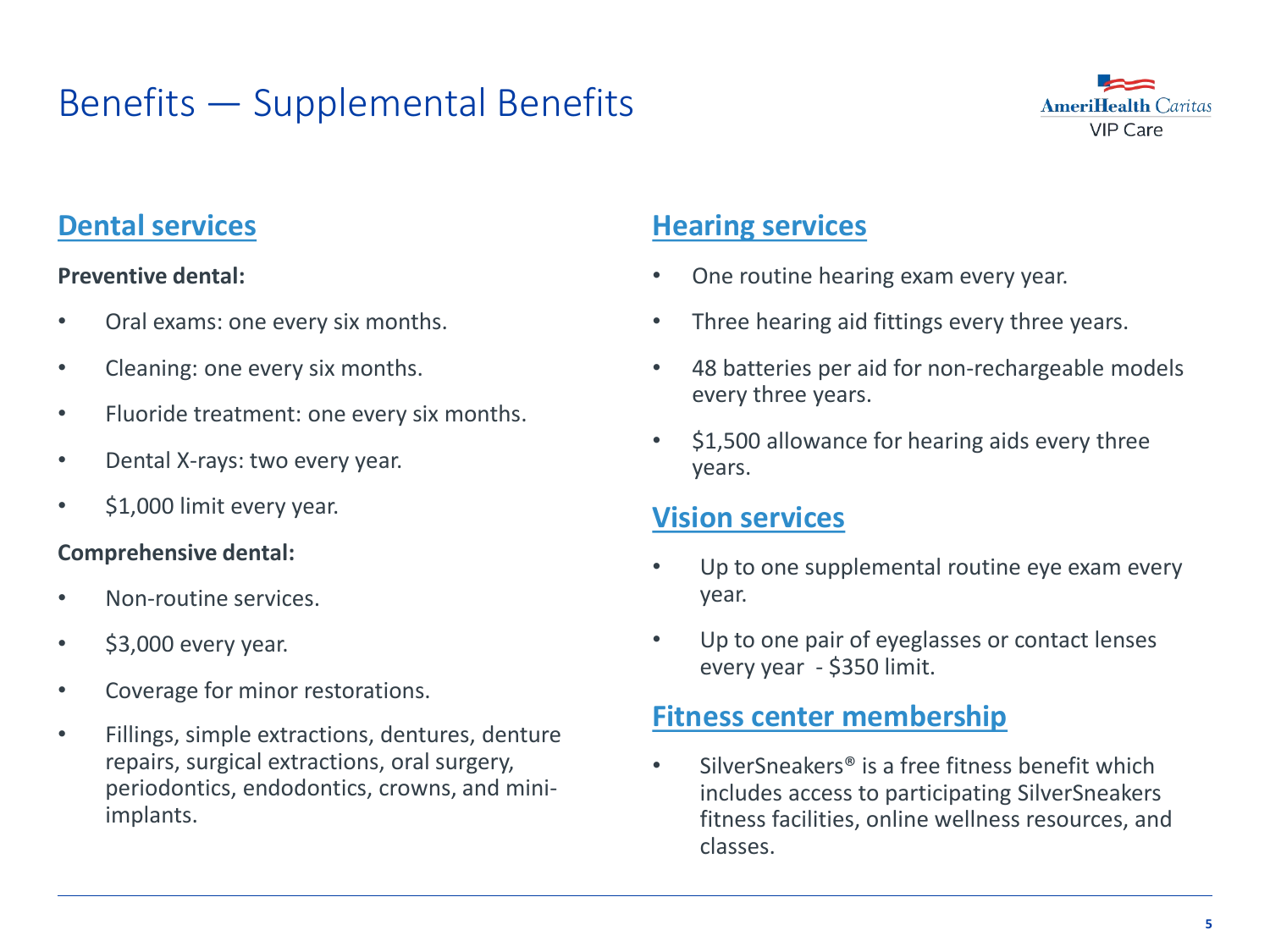# Benefits — Supplemental Benefits

## Dental services

**Preventive dental:**

- Oral exams: one every six months.
- Cleaning: one every six months.
- Fluoride treatment: one every six months.
- Dental X-rays: two every year.
- $1,000 limit every year.

**Comprehensive dental:**

- Non-routine services.
- $3,000 every year.
- Coverage for minor restorations.
- Fillings, simple extractions, dentures, denture repairs, surgical extractions, oral surgery, periodontics, endodontics, crowns, and mini-implants.

## Hearing services

- One routine hearing exam every year.
- Three hearing aid fittings every three years.
- 48 batteries per aid for non-rechargeable models every three years.
- $1,500 allowance for hearing aids every three years.

## Vision services

- Up to one supplemental routine eye exam every year.
- Up to one pair of eyeglasses or contact lenses every year - $350 limit.

## Fitness center membership

- SilverSneakers® is a free fitness benefit which includes access to participating SilverSneakers fitness facilities, online wellness resources, and classes.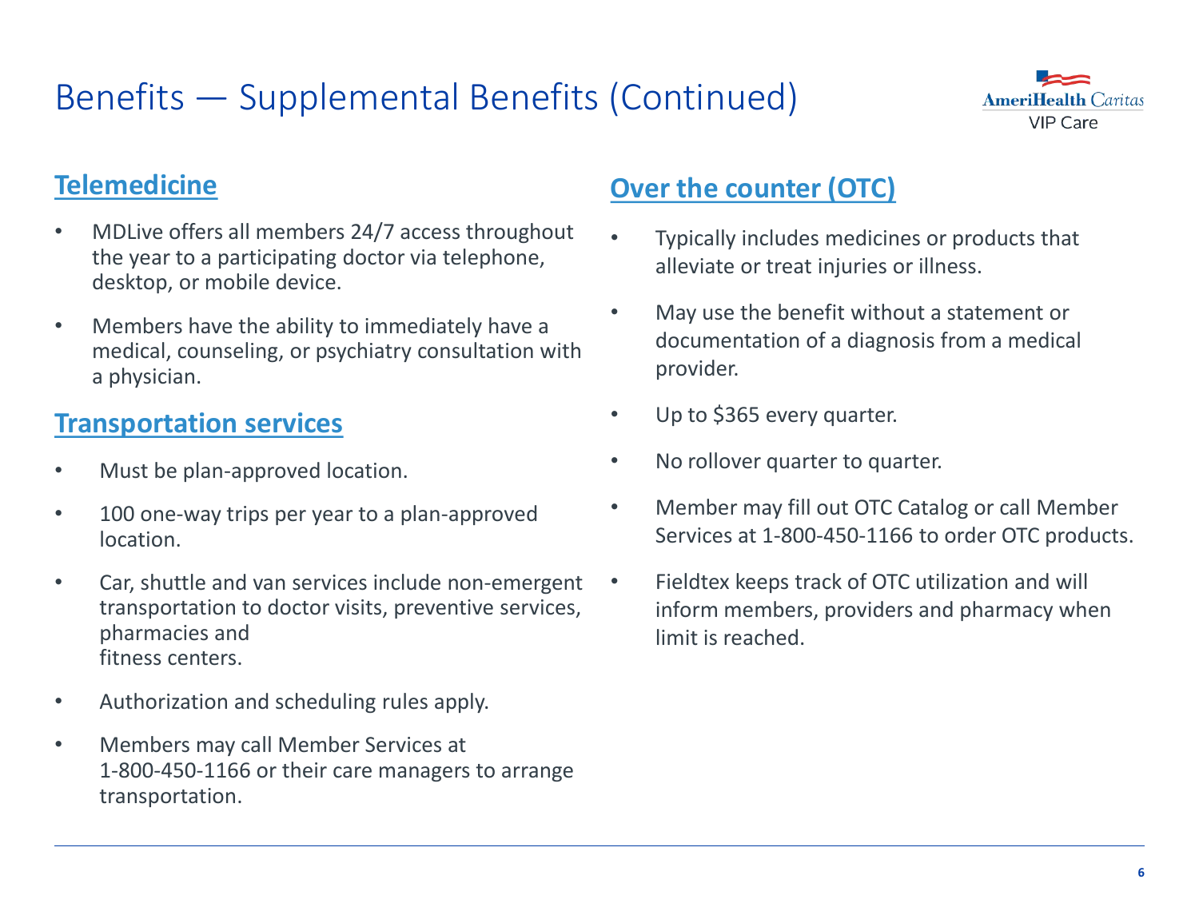# Benefits — Supplemental Benefits (Continued)

## Telemedicine

- MDLive offers all members 24/7 access throughout the year to a participating doctor via telephone, desktop, or mobile device.
- Members have the ability to immediately have a medical, counseling, or psychiatry consultation with a physician.

## Transportation services

- Must be plan-approved location.
- 100 one-way trips per year to a plan-approved location.
- Car, shuttle and van services include non-emergent transportation to doctor visits, preventive services, pharmacies and fitness centers.
- Authorization and scheduling rules apply.
- Members may call Member Services at 1-800-450-1166 or their care managers to arrange transportation.

## Over the counter (OTC)

- Typically includes medicines or products that alleviate or treat injuries or illness.
- May use the benefit without a statement or documentation of a diagnosis from a medical provider.
- Up to $365 every quarter.
- No rollover quarter to quarter.
- Member may fill out OTC Catalog or call Member Services at 1-800-450-1166 to order OTC products.
- Fieldtex keeps track of OTC utilization and will inform members, providers and pharmacy when limit is reached.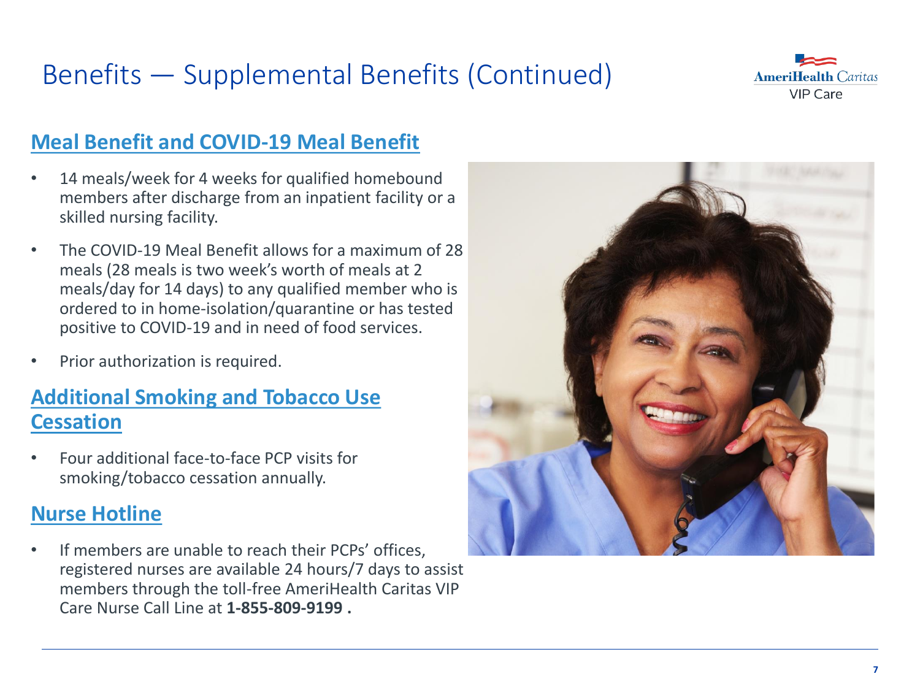# Benefits — Supplemental Benefits (Continued)

## Meal Benefit and COVID-19 Meal Benefit

- 14 meals/week for 4 weeks for qualified homebound members after discharge from an inpatient facility or a skilled nursing facility.
- The COVID-19 Meal Benefit allows for a maximum of 28 meals (28 meals is two week's worth of meals at 2 meals/day for 14 days) to any qualified member who is ordered to in home-isolation/quarantine or has tested positive to COVID-19 and in need of food services.
- Prior authorization is required.

## Additional Smoking and Tobacco Use Cessation

- Four additional face-to-face PCP visits for smoking/tobacco cessation annually.

## Nurse Hotline

- If members are unable to reach their PCPs' offices, registered nurses are available 24 hours/7 days to assist members through the toll-free AmeriHealth Caritas VIP Care Nurse Call Line at **1-855-809-9199 .**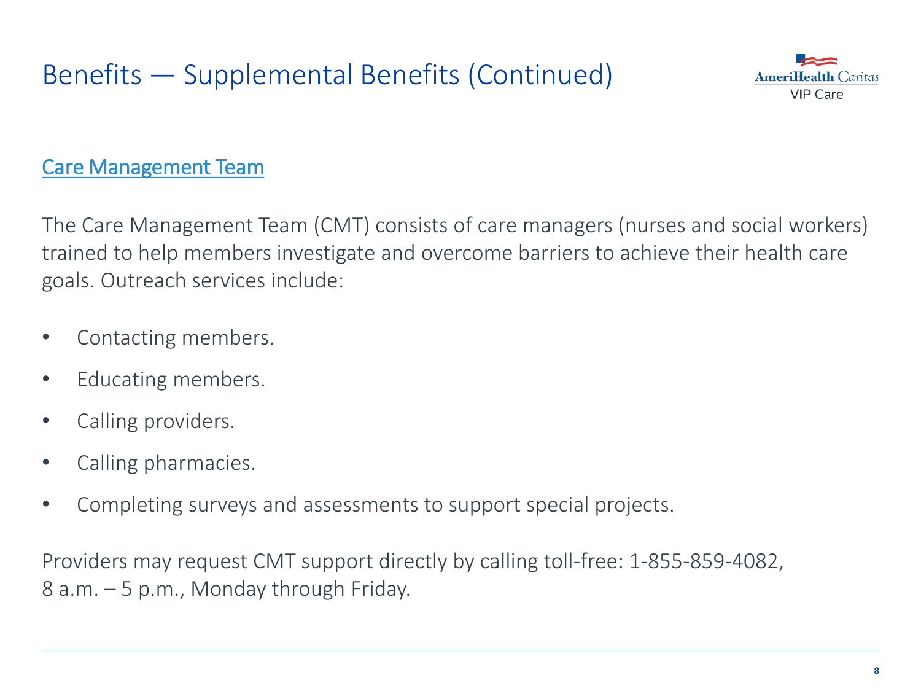# Benefits — Supplemental Benefits (Continued)

## Care Management Team

The Care Management Team (CMT) consists of care managers (nurses and social workers) trained to help members investigate and overcome barriers to achieve their health care goals. Outreach services include:

- Contacting members.
- Educating members.
- Calling providers.
- Calling pharmacies.
- Completing surveys and assessments to support special projects.

Providers may request CMT support directly by calling toll-free: 1-855-859-4082, 8 a.m. – 5 p.m., Monday through Friday.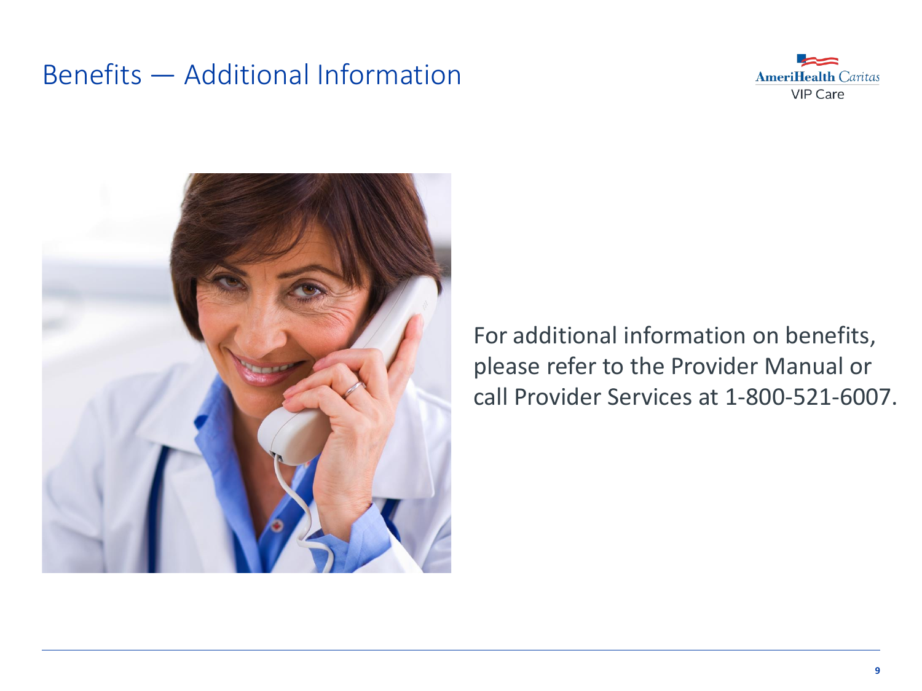# Benefits — Additional Information

For additional information on benefits, please refer to the Provider Manual or call Provider Services at 1-800-521-6007.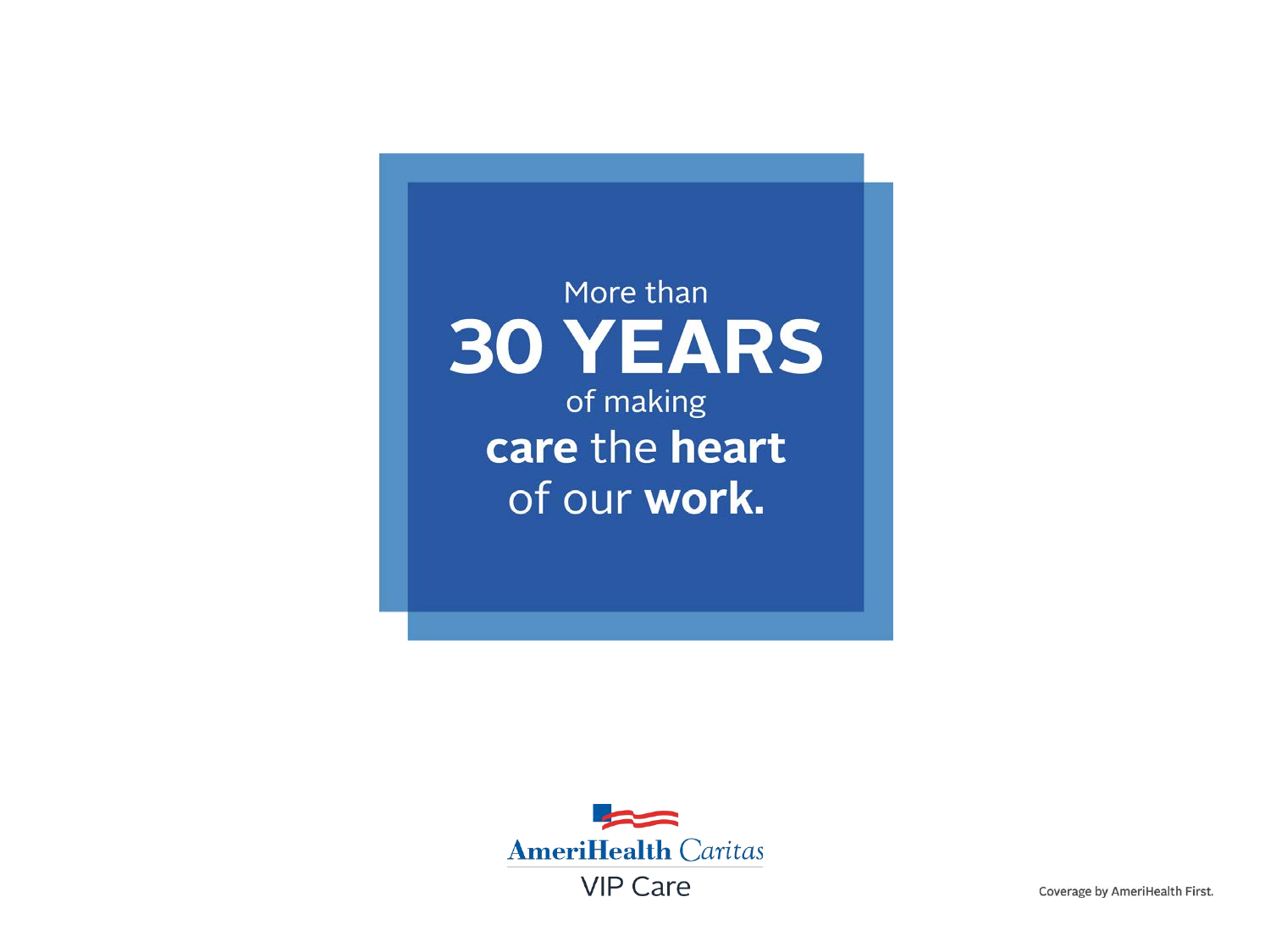More than

# 30 YEARS

of making

**care** the **heart**

of our **work.**

AmeriHealth Caritas

VIP Care

Coverage by AmeriHealth First.